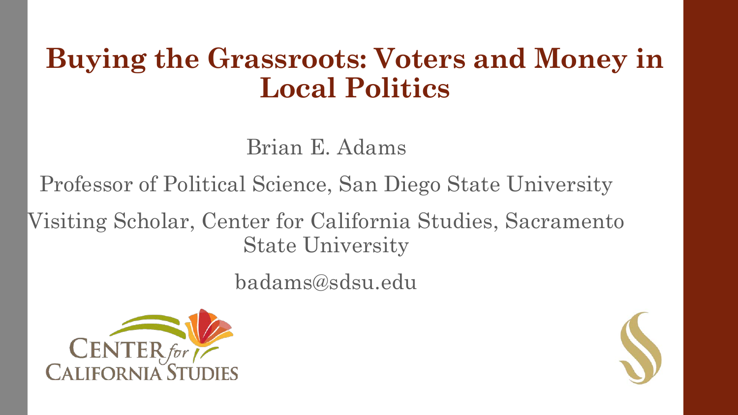# Buying the Grassroots: Voters and Money in Local Politics

Brian E. Adams

Professor of Political Science, San Diego State University

Visiting Scholar, Center for California Studies, Sacramento State University

badams@sdsu.edu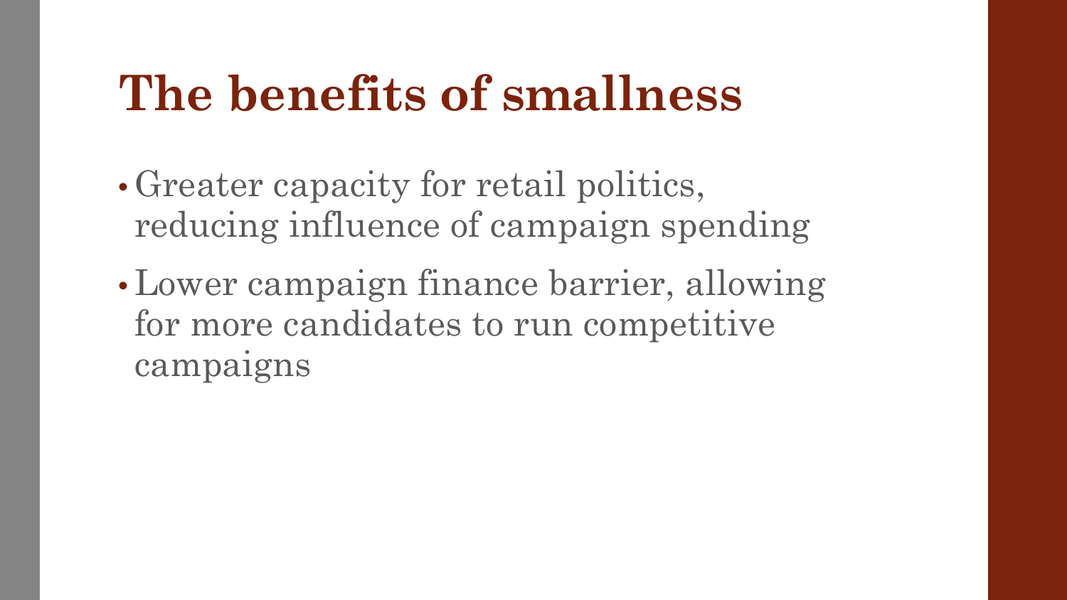# The benefits of smallness

- Greater capacity for retail politics, reducing influence of campaign spending
- Lower campaign finance barrier, allowing for more candidates to run competitive campaigns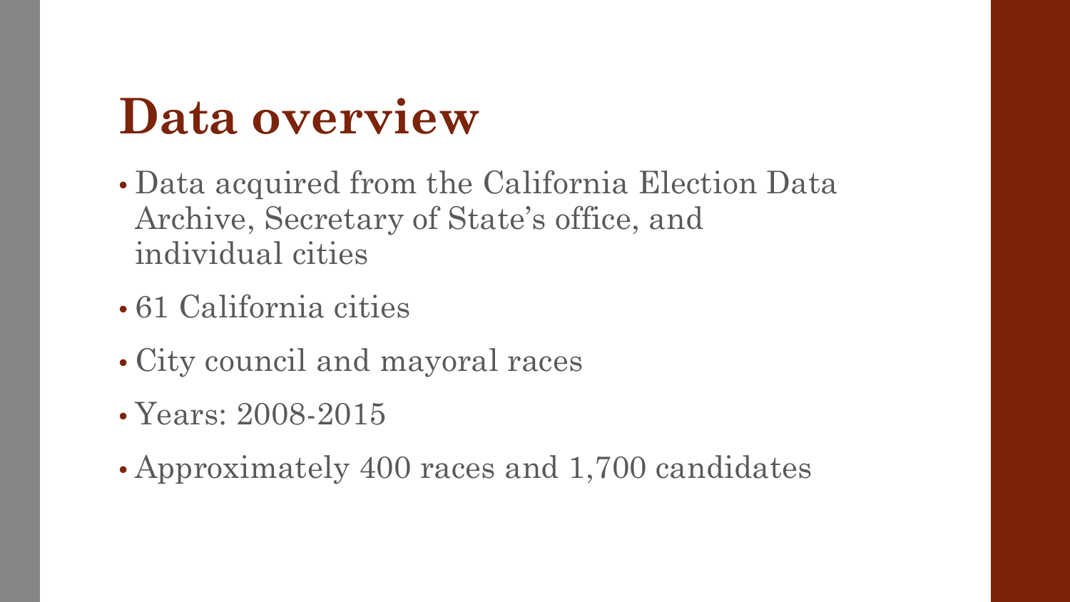# Data overview

- Data acquired from the California Election Data Archive, Secretary of State's office, and individual cities
- 61 California cities
- City council and mayoral races
- Years: 2008-2015
- Approximately 400 races and 1,700 candidates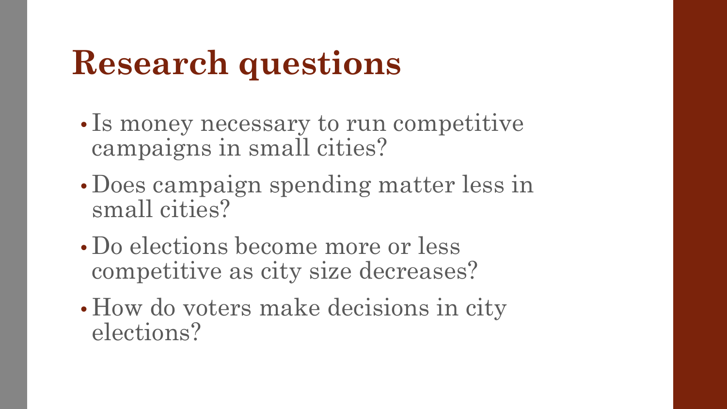# Research questions

- Is money necessary to run competitive campaigns in small cities?
- Does campaign spending matter less in small cities?
- Do elections become more or less competitive as city size decreases?
- How do voters make decisions in city elections?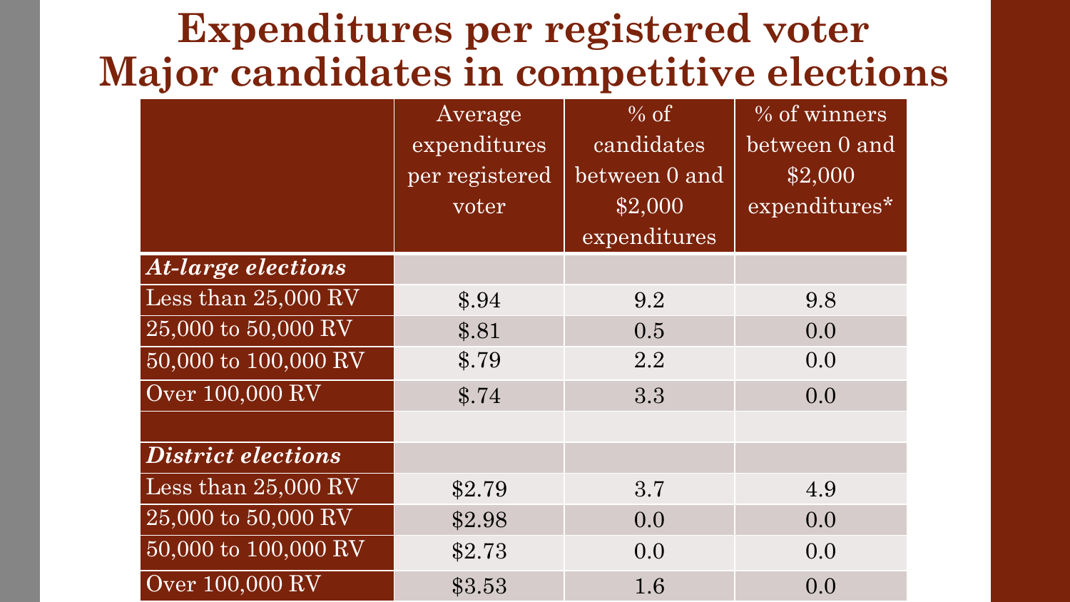# Expenditures per registered voter
# Major candidates in competitive elections

| | Average expenditures per registered voter | % of candidates between 0 and $2,000 expenditures | % of winners between 0 and $2,000 expenditures* |
|---|---|---|---|
| ***At-large elections*** | | | |
| Less than 25,000 RV | $.94 | 9.2 | 9.8 |
| 25,000 to 50,000 RV | $.81 | 0.5 | 0.0 |
| 50,000 to 100,000 RV | $.79 | 2.2 | 0.0 |
| Over 100,000 RV | $.74 | 3.3 | 0.0 |
| | | | |
| ***District elections*** | | | |
| Less than 25,000 RV | $2.79 | 3.7 | 4.9 |
| 25,000 to 50,000 RV | $2.98 | 0.0 | 0.0 |
| 50,000 to 100,000 RV | $2.73 | 0.0 | 0.0 |
| Over 100,000 RV | $3.53 | 1.6 | 0.0 |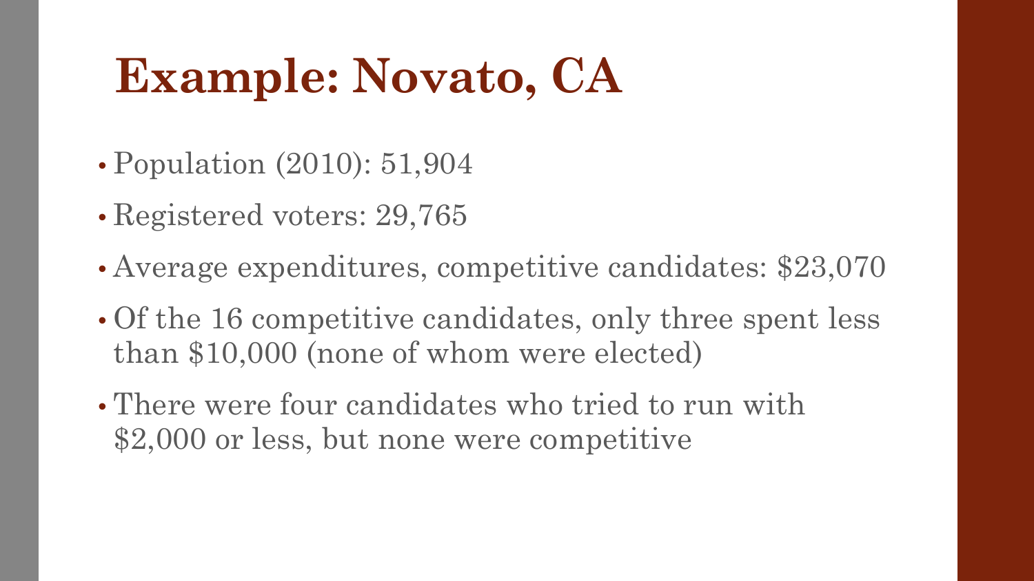# Example: Novato, CA

- Population (2010): 51,904
- Registered voters: 29,765
- Average expenditures, competitive candidates: $23,070
- Of the 16 competitive candidates, only three spent less than $10,000 (none of whom were elected)
- There were four candidates who tried to run with $2,000 or less, but none were competitive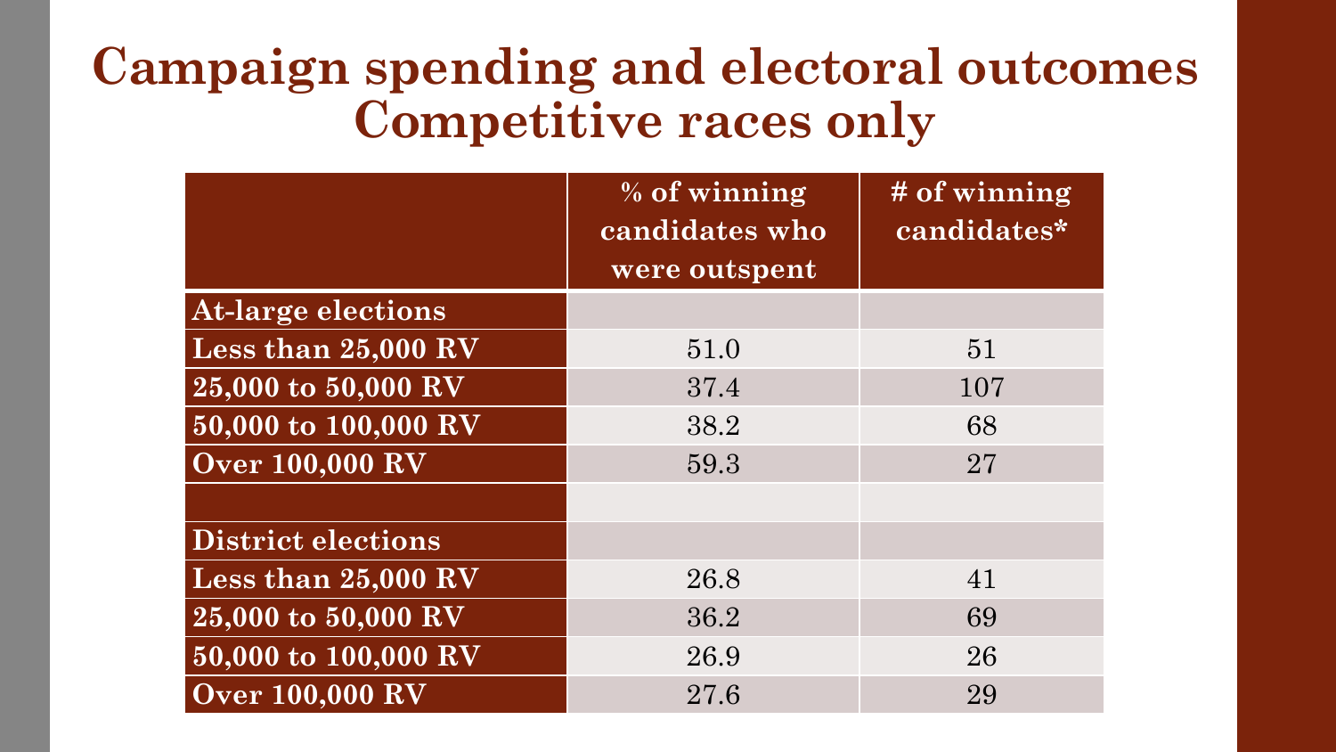# Campaign spending and electoral outcomes Competitive races only

| | % of winning candidates who were outspent | # of winning candidates* |
|---|---|---|
| **At-large elections** | | |
| **Less than 25,000 RV** | 51.0 | 51 |
| **25,000 to 50,000 RV** | 37.4 | 107 |
| **50,000 to 100,000 RV** | 38.2 | 68 |
| **Over 100,000 RV** | 59.3 | 27 |
| | | |
| **District elections** | | |
| **Less than 25,000 RV** | 26.8 | 41 |
| **25,000 to 50,000 RV** | 36.2 | 69 |
| **50,000 to 100,000 RV** | 26.9 | 26 |
| **Over 100,000 RV** | 27.6 | 29 |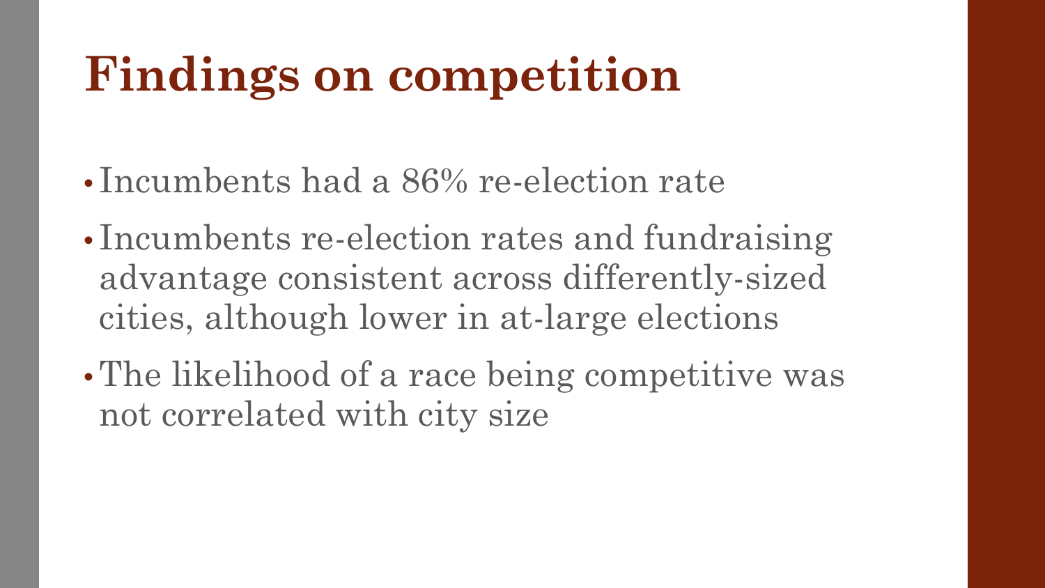# Findings on competition

- Incumbents had a 86% re-election rate
- Incumbents re-election rates and fundraising advantage consistent across differently-sized cities, although lower in at-large elections
- The likelihood of a race being competitive was not correlated with city size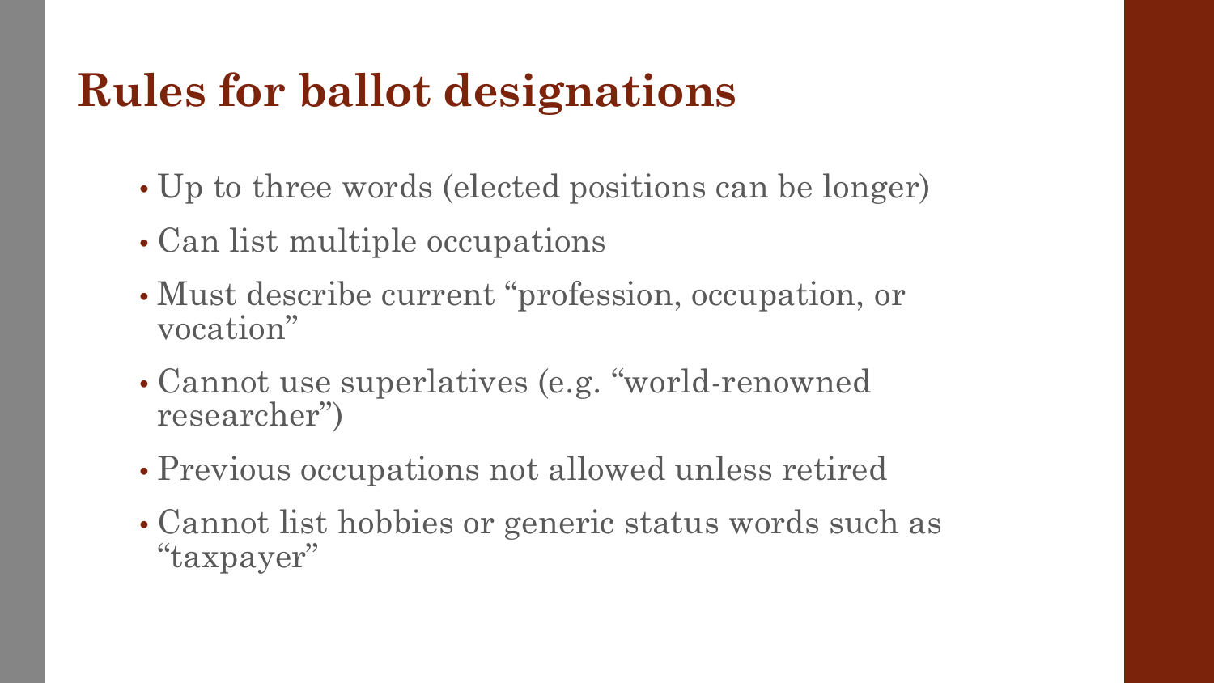# Rules for ballot designations

- Up to three words (elected positions can be longer)
- Can list multiple occupations
- Must describe current "profession, occupation, or vocation"
- Cannot use superlatives (e.g. "world-renowned researcher")
- Previous occupations not allowed unless retired
- Cannot list hobbies or generic status words such as "taxpayer"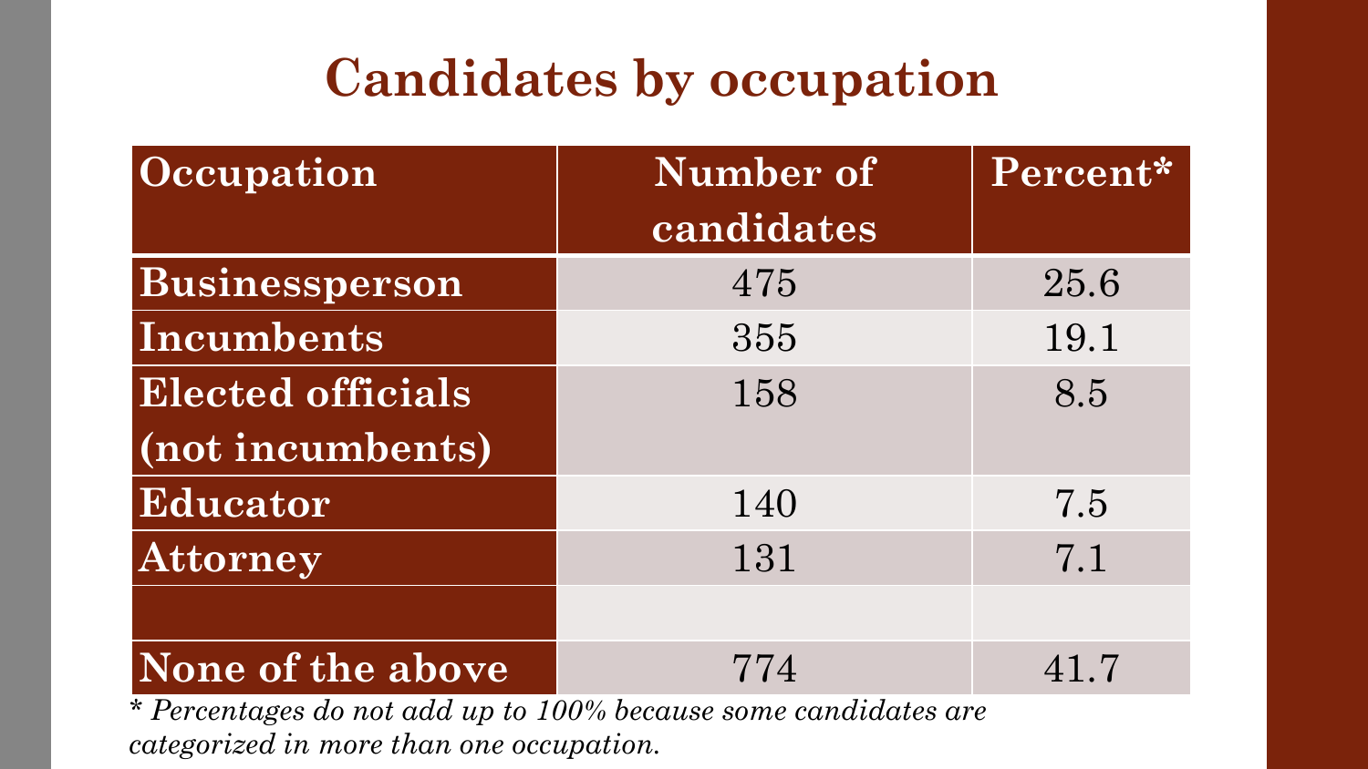# Candidates by occupation

| Occupation | Number of candidates | Percent* |
|---|---|---|
| Businessperson | 475 | 25.6 |
| Incumbents | 355 | 19.1 |
| Elected officials (not incumbents) | 158 | 8.5 |
| Educator | 140 | 7.5 |
| Attorney | 131 | 7.1 |
| | | |
| None of the above | 774 | 41.7 |

*\* Percentages do not add up to 100% because some candidates are categorized in more than one occupation.*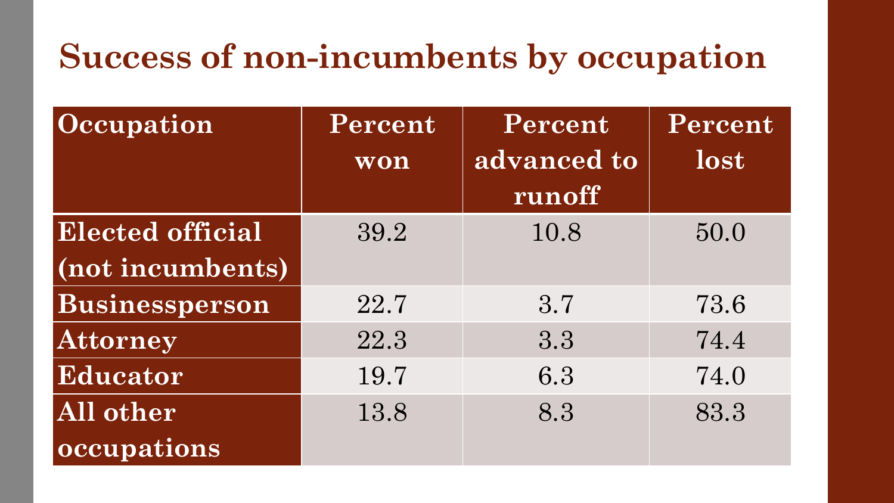# Success of non-incumbents by occupation

| Occupation | Percent won | Percent advanced to runoff | Percent lost |
| --- | --- | --- | --- |
| Elected official (not incumbents) | 39.2 | 10.8 | 50.0 |
| Businessperson | 22.7 | 3.7 | 73.6 |
| Attorney | 22.3 | 3.3 | 74.4 |
| Educator | 19.7 | 6.3 | 74.0 |
| All other occupations | 13.8 | 8.3 | 83.3 |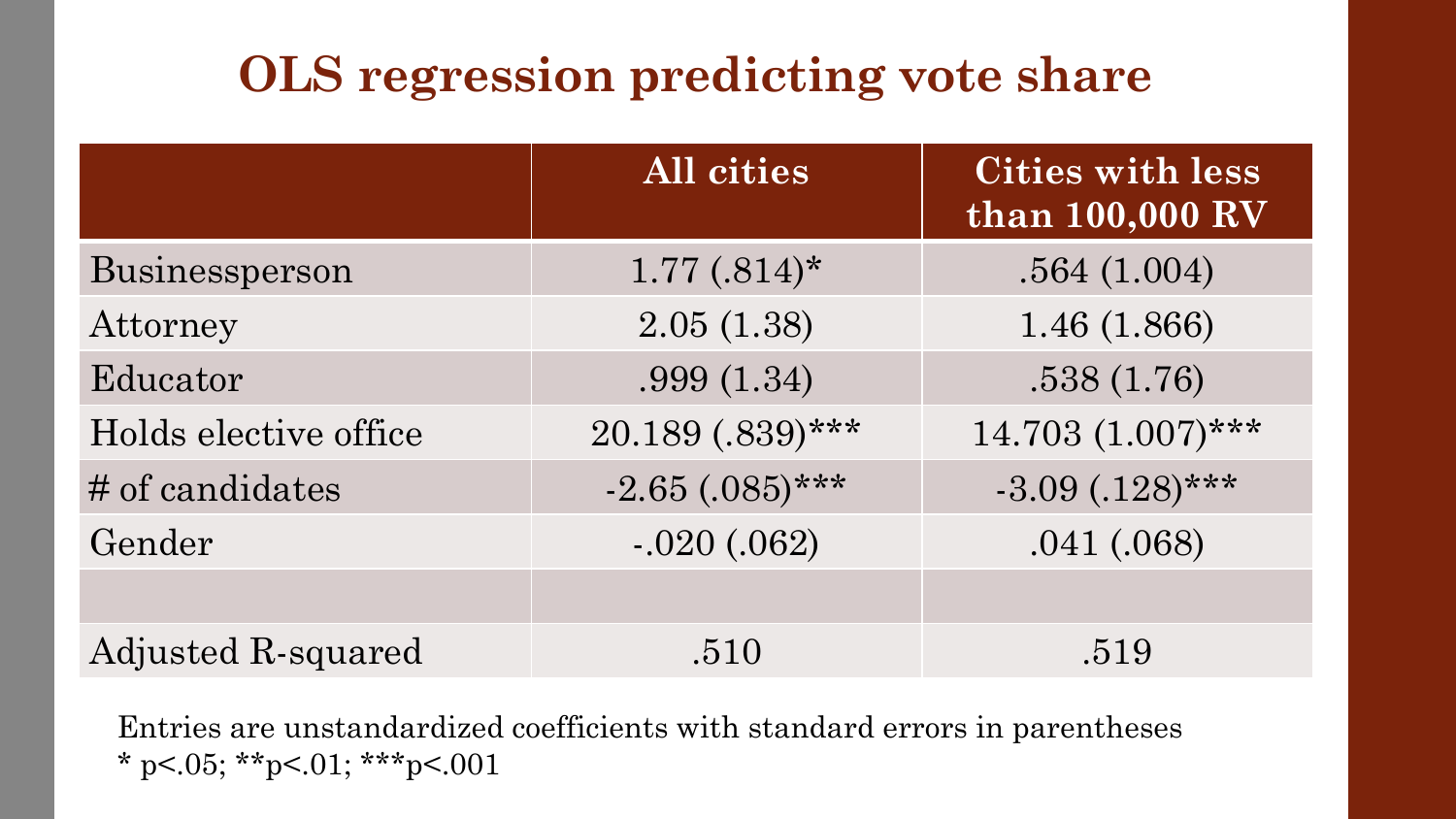# OLS regression predicting vote share

| | All cities | Cities with less than 100,000 RV |
|---|---|---|
| Businessperson | 1.77 (.814)* | .564 (1.004) |
| Attorney | 2.05 (1.38) | 1.46 (1.866) |
| Educator | .999 (1.34) | .538 (1.76) |
| Holds elective office | 20.189 (.839)*** | 14.703 (1.007)*** |
| # of candidates | -2.65 (.085)*** | -3.09 (.128)*** |
| Gender | -.020 (.062) | .041 (.068) |
| | | |
| Adjusted R-squared | .510 | .519 |

Entries are unstandardized coefficients with standard errors in parentheses
* $p<.05$; ** $p<.01$; *** $p<.001$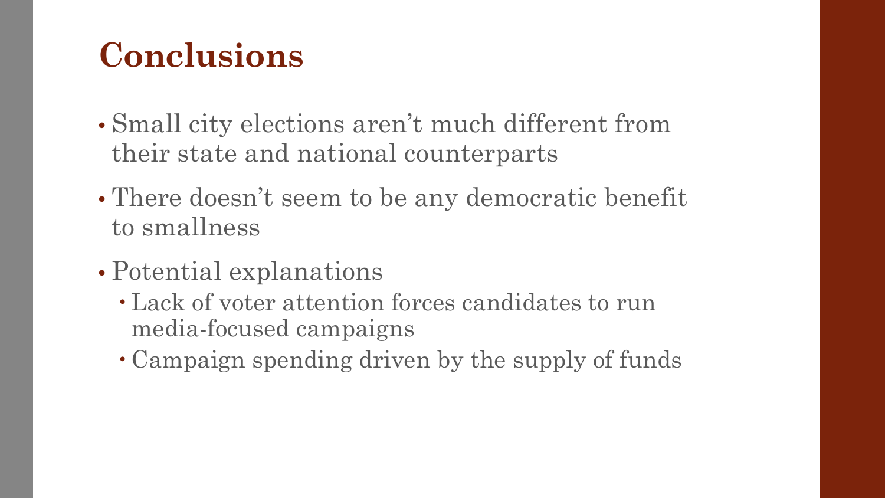# Conclusions

- Small city elections aren't much different from their state and national counterparts
- There doesn't seem to be any democratic benefit to smallness
- Potential explanations
  - Lack of voter attention forces candidates to run media-focused campaigns
  - Campaign spending driven by the supply of funds